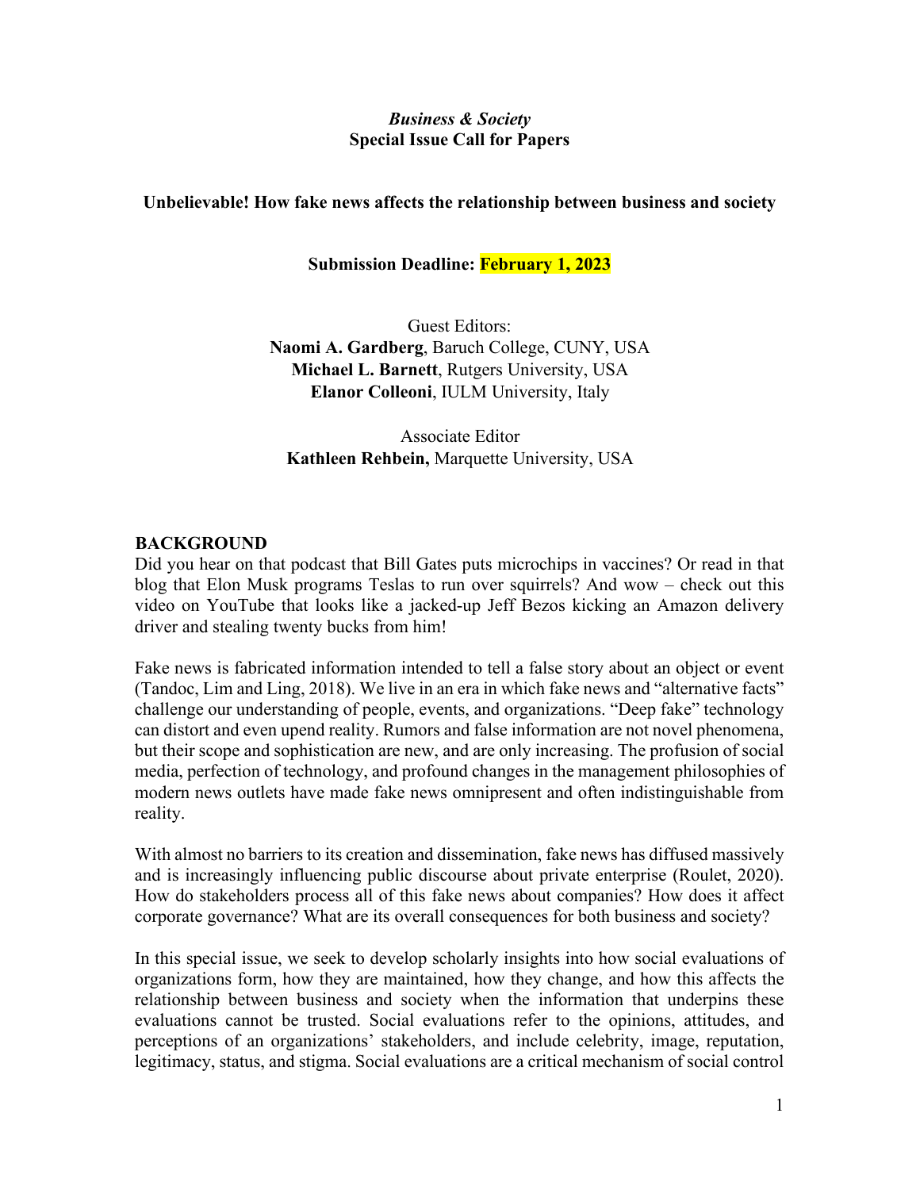*Business & Society*
**Special Issue Call for Papers**

**Unbelievable! How fake news affects the relationship between business and society**

**Submission Deadline: February 1, 2023**

Guest Editors:
**Naomi A. Gardberg**, Baruch College, CUNY, USA
**Michael L. Barnett**, Rutgers University, USA
**Elanor Colleoni**, IULM University, Italy

Associate Editor
**Kathleen Rehbein,** Marquette University, USA

## BACKGROUND

Did you hear on that podcast that Bill Gates puts microchips in vaccines? Or read in that blog that Elon Musk programs Teslas to run over squirrels? And wow – check out this video on YouTube that looks like a jacked-up Jeff Bezos kicking an Amazon delivery driver and stealing twenty bucks from him!

Fake news is fabricated information intended to tell a false story about an object or event (Tandoc, Lim and Ling, 2018). We live in an era in which fake news and "alternative facts" challenge our understanding of people, events, and organizations. "Deep fake" technology can distort and even upend reality. Rumors and false information are not novel phenomena, but their scope and sophistication are new, and are only increasing. The profusion of social media, perfection of technology, and profound changes in the management philosophies of modern news outlets have made fake news omnipresent and often indistinguishable from reality.

With almost no barriers to its creation and dissemination, fake news has diffused massively and is increasingly influencing public discourse about private enterprise (Roulet, 2020). How do stakeholders process all of this fake news about companies? How does it affect corporate governance? What are its overall consequences for both business and society?

In this special issue, we seek to develop scholarly insights into how social evaluations of organizations form, how they are maintained, how they change, and how this affects the relationship between business and society when the information that underpins these evaluations cannot be trusted. Social evaluations refer to the opinions, attitudes, and perceptions of an organizations' stakeholders, and include celebrity, image, reputation, legitimacy, status, and stigma. Social evaluations are a critical mechanism of social control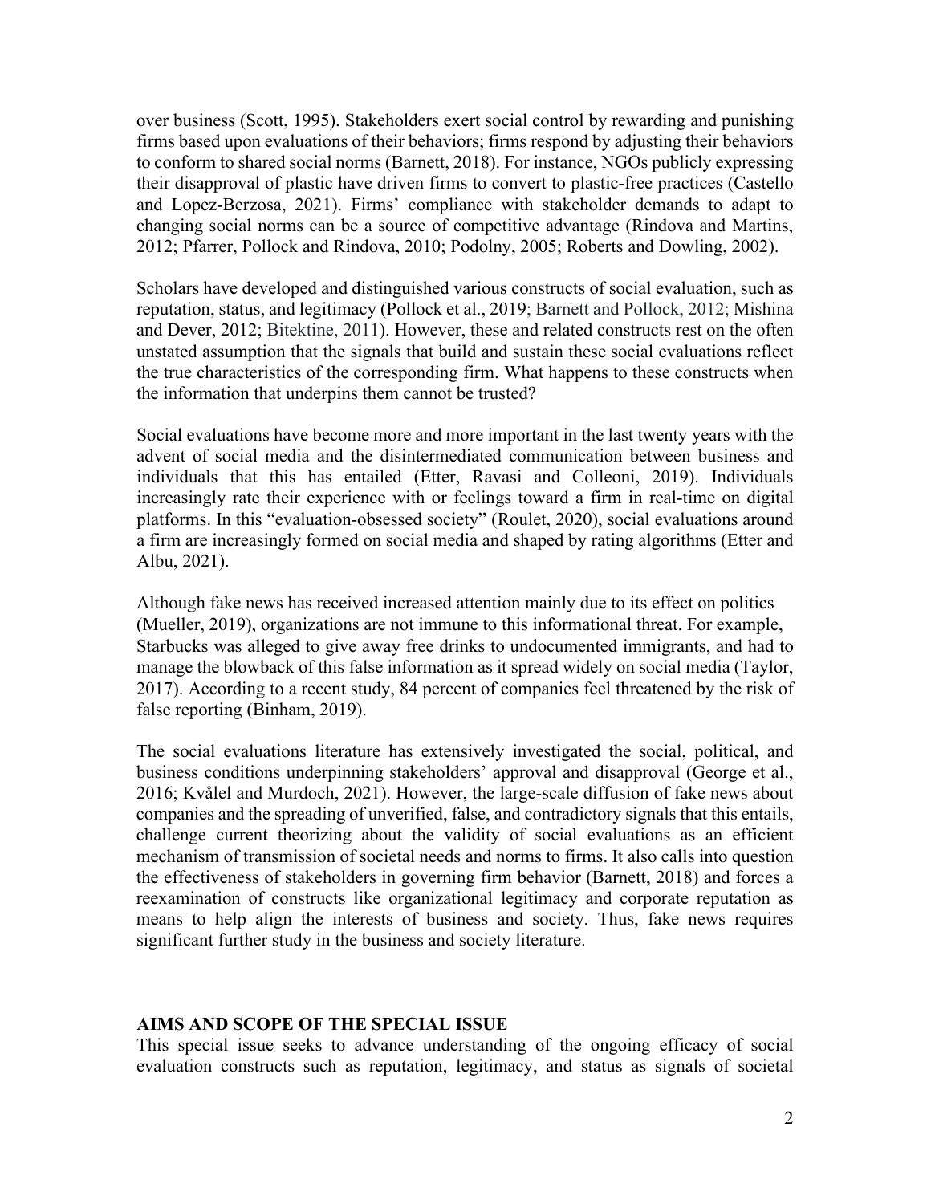over business (Scott, 1995). Stakeholders exert social control by rewarding and punishing firms based upon evaluations of their behaviors; firms respond by adjusting their behaviors to conform to shared social norms (Barnett, 2018). For instance, NGOs publicly expressing their disapproval of plastic have driven firms to convert to plastic-free practices (Castello and Lopez-Berzosa, 2021). Firms' compliance with stakeholder demands to adapt to changing social norms can be a source of competitive advantage (Rindova and Martins, 2012; Pfarrer, Pollock and Rindova, 2010; Podolny, 2005; Roberts and Dowling, 2002).

Scholars have developed and distinguished various constructs of social evaluation, such as reputation, status, and legitimacy (Pollock et al., 2019; Barnett and Pollock, 2012; Mishina and Dever, 2012; Bitektine, 2011). However, these and related constructs rest on the often unstated assumption that the signals that build and sustain these social evaluations reflect the true characteristics of the corresponding firm. What happens to these constructs when the information that underpins them cannot be trusted?

Social evaluations have become more and more important in the last twenty years with the advent of social media and the disintermediated communication between business and individuals that this has entailed (Etter, Ravasi and Colleoni, 2019). Individuals increasingly rate their experience with or feelings toward a firm in real-time on digital platforms. In this "evaluation-obsessed society" (Roulet, 2020), social evaluations around a firm are increasingly formed on social media and shaped by rating algorithms (Etter and Albu, 2021).

Although fake news has received increased attention mainly due to its effect on politics (Mueller, 2019), organizations are not immune to this informational threat. For example, Starbucks was alleged to give away free drinks to undocumented immigrants, and had to manage the blowback of this false information as it spread widely on social media (Taylor, 2017). According to a recent study, 84 percent of companies feel threatened by the risk of false reporting (Binham, 2019).

The social evaluations literature has extensively investigated the social, political, and business conditions underpinning stakeholders' approval and disapproval (George et al., 2016; Kvålel and Murdoch, 2021). However, the large-scale diffusion of fake news about companies and the spreading of unverified, false, and contradictory signals that this entails, challenge current theorizing about the validity of social evaluations as an efficient mechanism of transmission of societal needs and norms to firms. It also calls into question the effectiveness of stakeholders in governing firm behavior (Barnett, 2018) and forces a reexamination of constructs like organizational legitimacy and corporate reputation as means to help align the interests of business and society. Thus, fake news requires significant further study in the business and society literature.

## AIMS AND SCOPE OF THE SPECIAL ISSUE

This special issue seeks to advance understanding of the ongoing efficacy of social evaluation constructs such as reputation, legitimacy, and status as signals of societal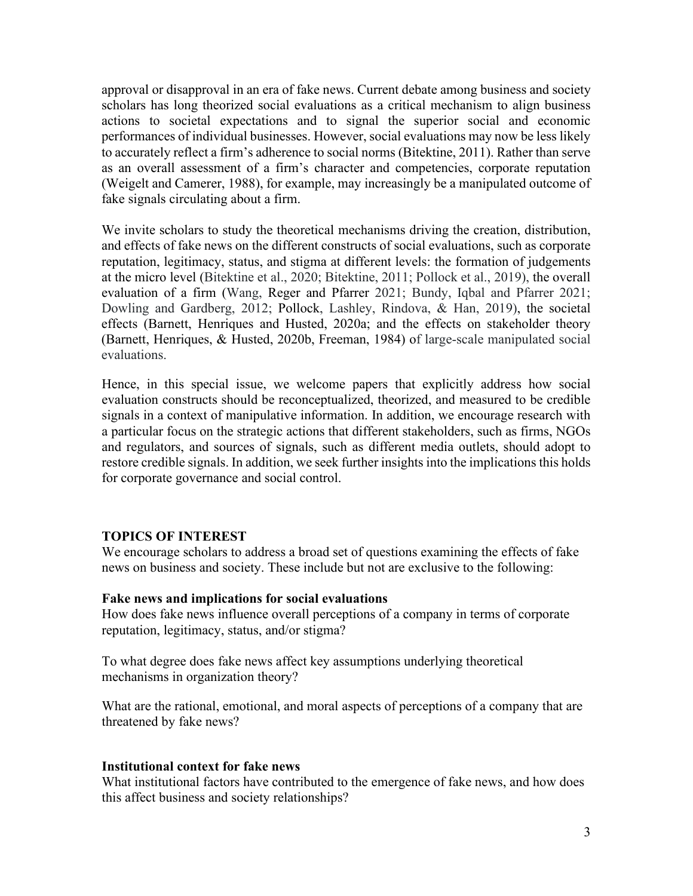approval or disapproval in an era of fake news. Current debate among business and society scholars has long theorized social evaluations as a critical mechanism to align business actions to societal expectations and to signal the superior social and economic performances of individual businesses. However, social evaluations may now be less likely to accurately reflect a firm's adherence to social norms (Bitektine, 2011). Rather than serve as an overall assessment of a firm's character and competencies, corporate reputation (Weigelt and Camerer, 1988), for example, may increasingly be a manipulated outcome of fake signals circulating about a firm.

We invite scholars to study the theoretical mechanisms driving the creation, distribution, and effects of fake news on the different constructs of social evaluations, such as corporate reputation, legitimacy, status, and stigma at different levels: the formation of judgements at the micro level (Bitektine et al., 2020; Bitektine, 2011; Pollock et al., 2019), the overall evaluation of a firm (Wang, Reger and Pfarrer 2021; Bundy, Iqbal and Pfarrer 2021; Dowling and Gardberg, 2012; Pollock, Lashley, Rindova, & Han, 2019), the societal effects (Barnett, Henriques and Husted, 2020a; and the effects on stakeholder theory (Barnett, Henriques, & Husted, 2020b, Freeman, 1984) of large-scale manipulated social evaluations.

Hence, in this special issue, we welcome papers that explicitly address how social evaluation constructs should be reconceptualized, theorized, and measured to be credible signals in a context of manipulative information. In addition, we encourage research with a particular focus on the strategic actions that different stakeholders, such as firms, NGOs and regulators, and sources of signals, such as different media outlets, should adopt to restore credible signals. In addition, we seek further insights into the implications this holds for corporate governance and social control.

## TOPICS OF INTEREST

We encourage scholars to address a broad set of questions examining the effects of fake news on business and society. These include but not are exclusive to the following:

### Fake news and implications for social evaluations

How does fake news influence overall perceptions of a company in terms of corporate reputation, legitimacy, status, and/or stigma?

To what degree does fake news affect key assumptions underlying theoretical mechanisms in organization theory?

What are the rational, emotional, and moral aspects of perceptions of a company that are threatened by fake news?

### Institutional context for fake news

What institutional factors have contributed to the emergence of fake news, and how does this affect business and society relationships?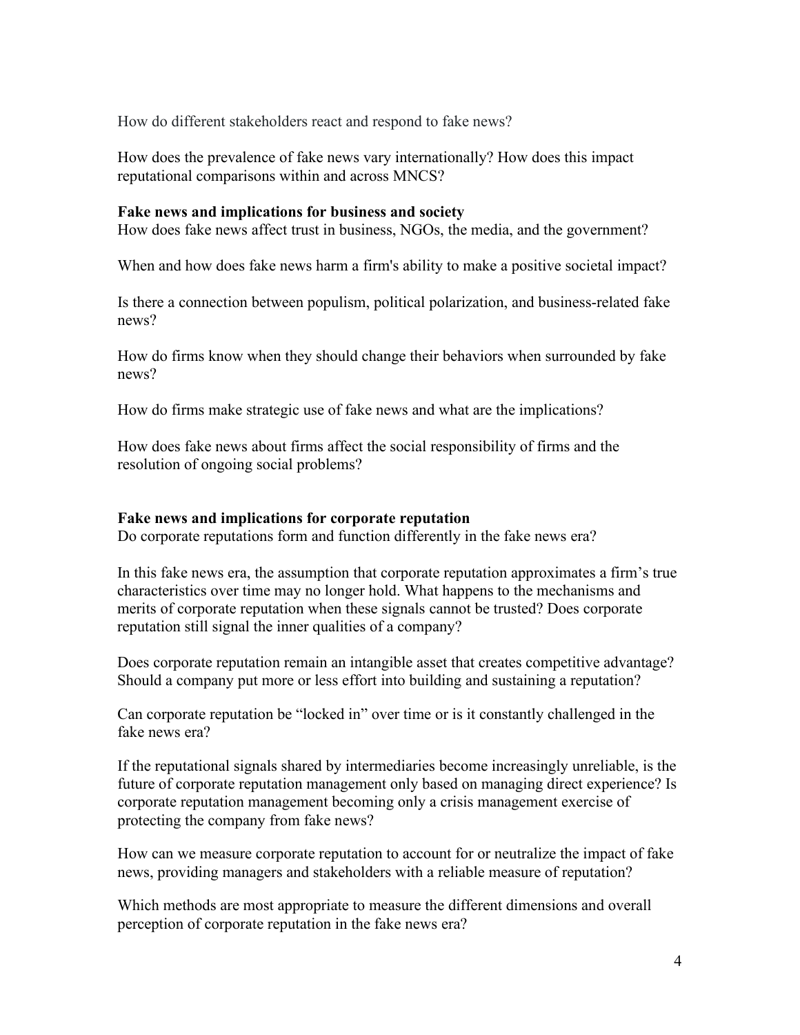How do different stakeholders react and respond to fake news?

How does the prevalence of fake news vary internationally? How does this impact reputational comparisons within and across MNCS?

**Fake news and implications for business and society**

How does fake news affect trust in business, NGOs, the media, and the government?

When and how does fake news harm a firm's ability to make a positive societal impact?

Is there a connection between populism, political polarization, and business-related fake news?

How do firms know when they should change their behaviors when surrounded by fake news?

How do firms make strategic use of fake news and what are the implications?

How does fake news about firms affect the social responsibility of firms and the resolution of ongoing social problems?

**Fake news and implications for corporate reputation**

Do corporate reputations form and function differently in the fake news era?

In this fake news era, the assumption that corporate reputation approximates a firm's true characteristics over time may no longer hold. What happens to the mechanisms and merits of corporate reputation when these signals cannot be trusted? Does corporate reputation still signal the inner qualities of a company?

Does corporate reputation remain an intangible asset that creates competitive advantage? Should a company put more or less effort into building and sustaining a reputation?

Can corporate reputation be "locked in" over time or is it constantly challenged in the fake news era?

If the reputational signals shared by intermediaries become increasingly unreliable, is the future of corporate reputation management only based on managing direct experience? Is corporate reputation management becoming only a crisis management exercise of protecting the company from fake news?

How can we measure corporate reputation to account for or neutralize the impact of fake news, providing managers and stakeholders with a reliable measure of reputation?

Which methods are most appropriate to measure the different dimensions and overall perception of corporate reputation in the fake news era?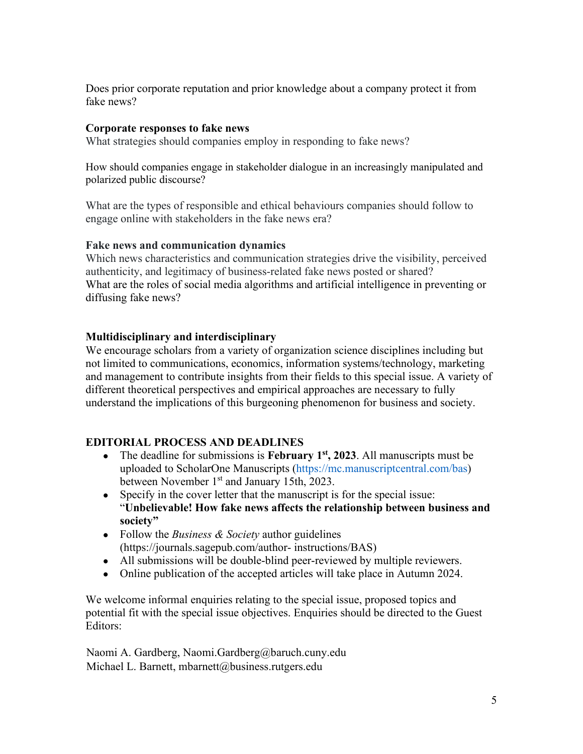Does prior corporate reputation and prior knowledge about a company protect it from fake news?

**Corporate responses to fake news**

What strategies should companies employ in responding to fake news?

How should companies engage in stakeholder dialogue in an increasingly manipulated and polarized public discourse?

What are the types of responsible and ethical behaviours companies should follow to engage online with stakeholders in the fake news era?

**Fake news and communication dynamics**

Which news characteristics and communication strategies drive the visibility, perceived authenticity, and legitimacy of business-related fake news posted or shared?
What are the roles of social media algorithms and artificial intelligence in preventing or diffusing fake news?

**Multidisciplinary and interdisciplinary**

We encourage scholars from a variety of organization science disciplines including but not limited to communications, economics, information systems/technology, marketing and management to contribute insights from their fields to this special issue. A variety of different theoretical perspectives and empirical approaches are necessary to fully understand the implications of this burgeoning phenomenon for business and society.

**EDITORIAL PROCESS AND DEADLINES**

- The deadline for submissions is **February 1st, 2023**. All manuscripts must be uploaded to ScholarOne Manuscripts (https://mc.manuscriptcentral.com/bas) between November 1st and January 15th, 2023.
- Specify in the cover letter that the manuscript is for the special issue: "**Unbelievable! How fake news affects the relationship between business and society"**
- Follow the *Business & Society* author guidelines (https://journals.sagepub.com/author- instructions/BAS)
- All submissions will be double-blind peer-reviewed by multiple reviewers.
- Online publication of the accepted articles will take place in Autumn 2024.

We welcome informal enquiries relating to the special issue, proposed topics and potential fit with the special issue objectives. Enquiries should be directed to the Guest Editors:

Naomi A. Gardberg, Naomi.Gardberg@baruch.cuny.edu
Michael L. Barnett, mbarnett@business.rutgers.edu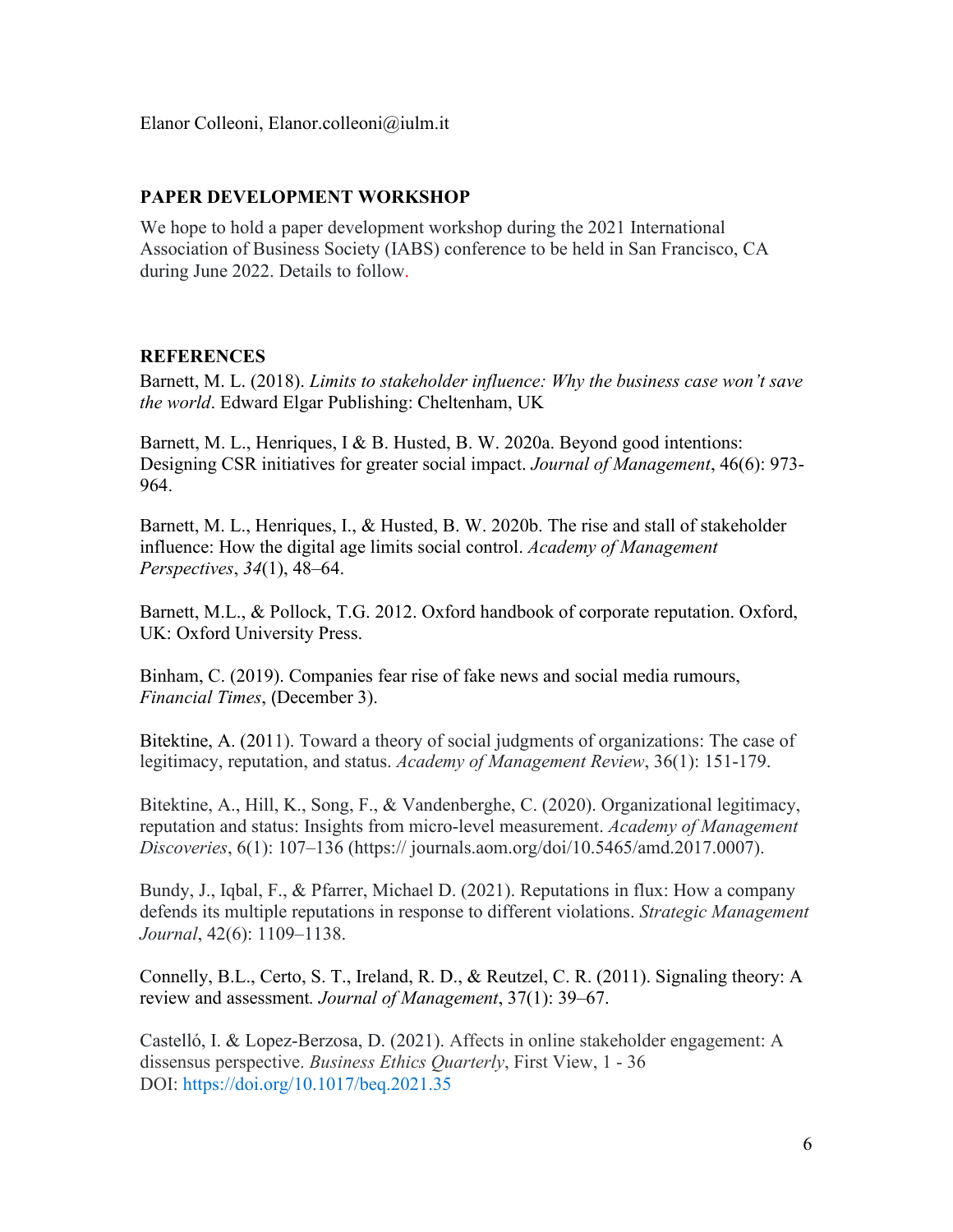Elanor Colleoni, Elanor.colleoni@iulm.it

## PAPER DEVELOPMENT WORKSHOP

We hope to hold a paper development workshop during the 2021 International Association of Business Society (IABS) conference to be held in San Francisco, CA during June 2022. Details to follow.

## REFERENCES

Barnett, M. L. (2018). *Limits to stakeholder influence: Why the business case won't save the world*. Edward Elgar Publishing: Cheltenham, UK

Barnett, M. L., Henriques, I & B. Husted, B. W. 2020a. Beyond good intentions: Designing CSR initiatives for greater social impact. *Journal of Management*, 46(6): 973-964.

Barnett, M. L., Henriques, I., & Husted, B. W. 2020b. The rise and stall of stakeholder influence: How the digital age limits social control. *Academy of Management Perspectives*, *34*(1), 48–64.

Barnett, M.L., & Pollock, T.G. 2012. Oxford handbook of corporate reputation. Oxford, UK: Oxford University Press.

Binham, C. (2019). Companies fear rise of fake news and social media rumours, *Financial Times*, (December 3).

Bitektine, A. (2011). Toward a theory of social judgments of organizations: The case of legitimacy, reputation, and status. *Academy of Management Review*, 36(1): 151-179.

Bitektine, A., Hill, K., Song, F., & Vandenberghe, C. (2020). Organizational legitimacy, reputation and status: Insights from micro-level measurement. *Academy of Management Discoveries*, 6(1): 107–136 (https:// journals.aom.org/doi/10.5465/amd.2017.0007).

Bundy, J., Iqbal, F., & Pfarrer, Michael D. (2021). Reputations in flux: How a company defends its multiple reputations in response to different violations. *Strategic Management Journal*, 42(6): 1109–1138.

Connelly, B.L., Certo, S. T., Ireland, R. D., & Reutzel, C. R. (2011). Signaling theory: A review and assessment. *Journal of Management*, 37(1): 39–67.

Castelló, I. & Lopez-Berzosa, D. (2021). Affects in online stakeholder engagement: A dissensus perspective. *Business Ethics Quarterly*, First View, 1 - 36 DOI: https://doi.org/10.1017/beq.2021.35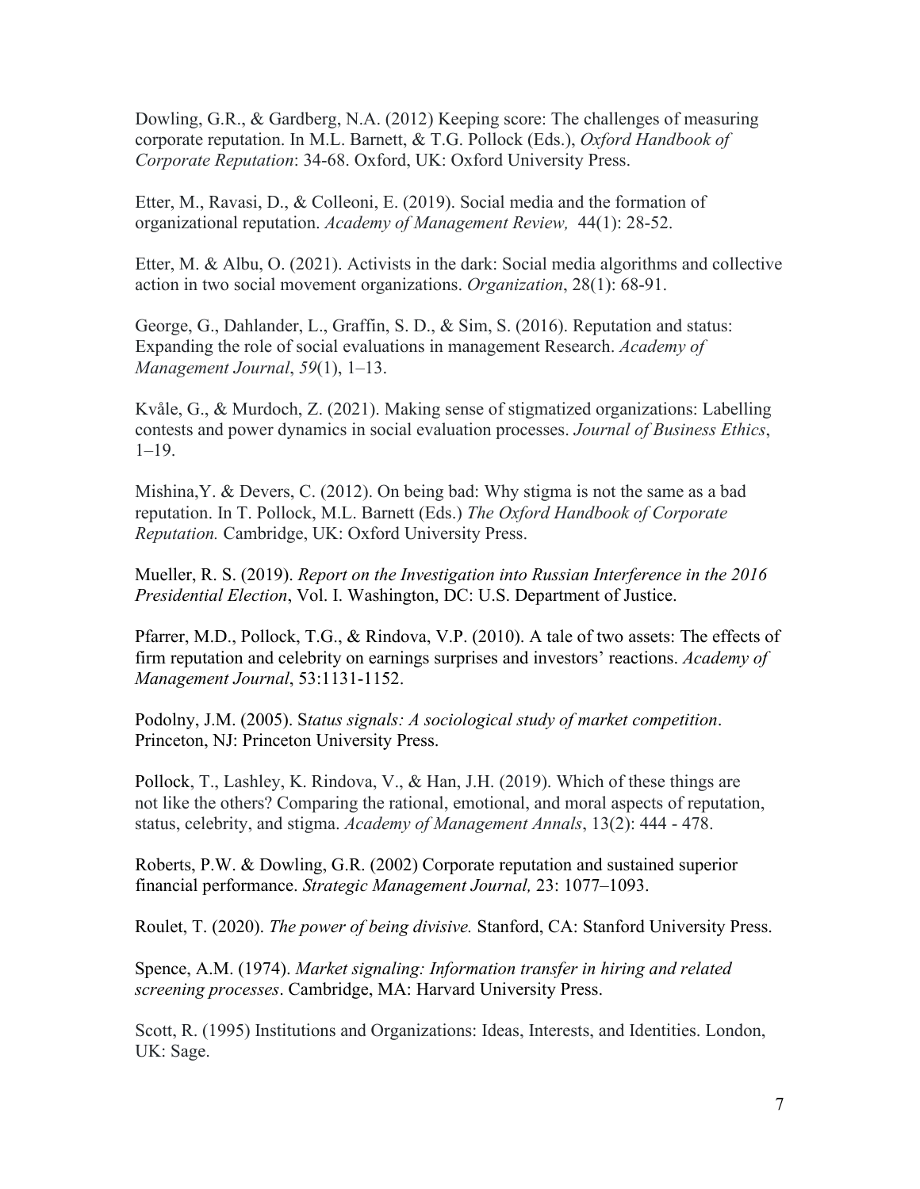Dowling, G.R., & Gardberg, N.A. (2012) Keeping score: The challenges of measuring corporate reputation. In M.L. Barnett, & T.G. Pollock (Eds.), *Oxford Handbook of Corporate Reputation*: 34-68. Oxford, UK: Oxford University Press.

Etter, M., Ravasi, D., & Colleoni, E. (2019). Social media and the formation of organizational reputation. *Academy of Management Review,* 44(1): 28-52.

Etter, M. & Albu, O. (2021). Activists in the dark: Social media algorithms and collective action in two social movement organizations. *Organization*, 28(1): 68-91.

George, G., Dahlander, L., Graffin, S. D., & Sim, S. (2016). Reputation and status: Expanding the role of social evaluations in management Research. *Academy of Management Journal*, *59*(1), 1–13.

Kvåle, G., & Murdoch, Z. (2021). Making sense of stigmatized organizations: Labelling contests and power dynamics in social evaluation processes. *Journal of Business Ethics*, 1–19.

Mishina,Y. & Devers, C. (2012). On being bad: Why stigma is not the same as a bad reputation. In T. Pollock, M.L. Barnett (Eds.) *The Oxford Handbook of Corporate Reputation.* Cambridge, UK: Oxford University Press.

Mueller, R. S. (2019). *Report on the Investigation into Russian Interference in the 2016 Presidential Election*, Vol. I. Washington, DC: U.S. Department of Justice.

Pfarrer, M.D., Pollock, T.G., & Rindova, V.P. (2010). A tale of two assets: The effects of firm reputation and celebrity on earnings surprises and investors' reactions. *Academy of Management Journal*, 53:1131-1152.

Podolny, J.M. (2005). S*tatus signals: A sociological study of market competition*. Princeton, NJ: Princeton University Press.

Pollock, T., Lashley, K. Rindova, V., & Han, J.H. (2019). Which of these things are not like the others? Comparing the rational, emotional, and moral aspects of reputation, status, celebrity, and stigma. *Academy of Management Annals*, 13(2): 444 - 478.

Roberts, P.W. & Dowling, G.R. (2002) Corporate reputation and sustained superior financial performance. *Strategic Management Journal,* 23: 1077–1093.

Roulet, T. (2020). *The power of being divisive.* Stanford, CA: Stanford University Press.

Spence, A.M. (1974). *Market signaling: Information transfer in hiring and related screening processes*. Cambridge, MA: Harvard University Press.

Scott, R. (1995) Institutions and Organizations: Ideas, Interests, and Identities. London, UK: Sage.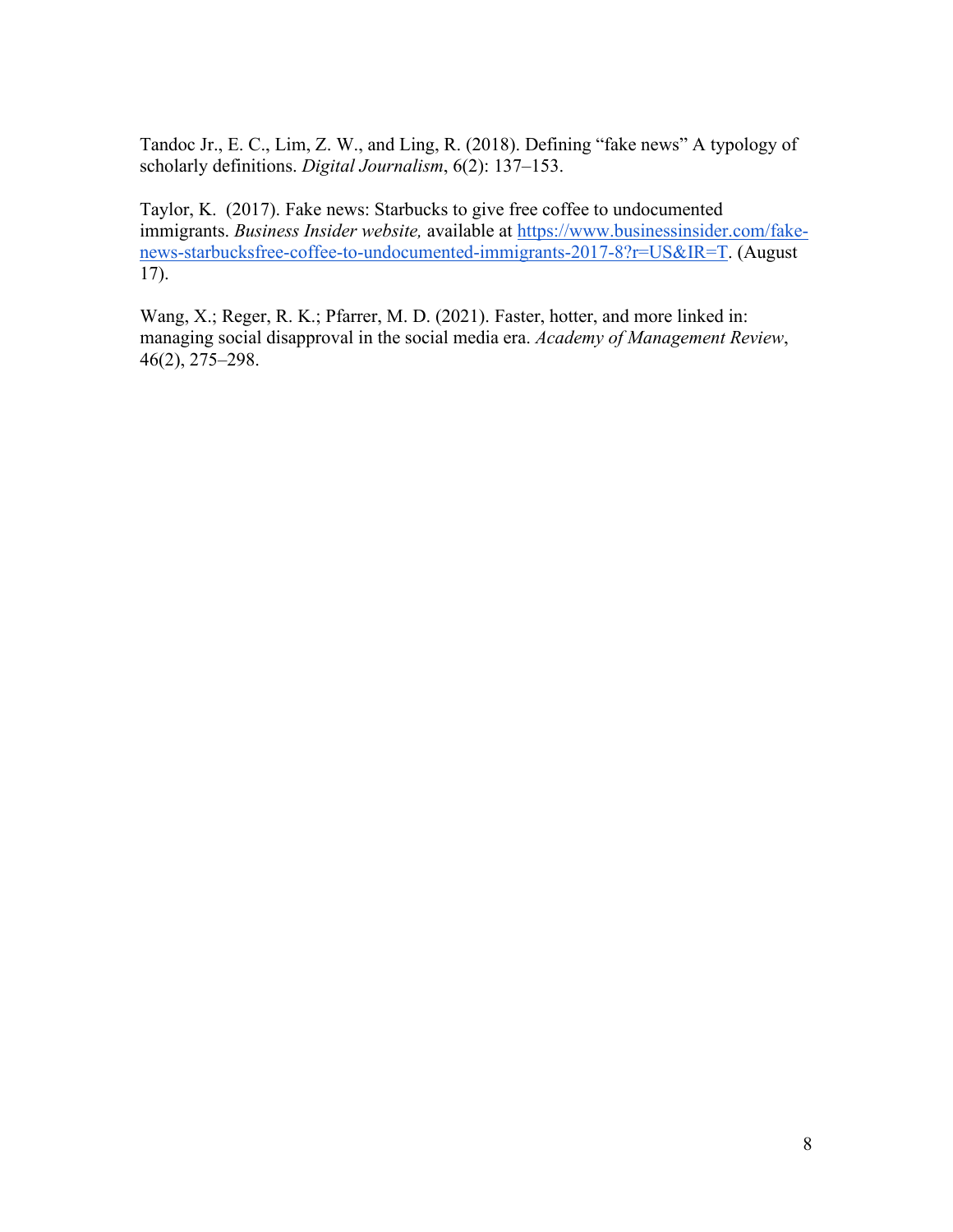Tandoc Jr., E. C., Lim, Z. W., and Ling, R. (2018). Defining "fake news" A typology of scholarly definitions. *Digital Journalism*, 6(2): 137–153.

Taylor, K. (2017). Fake news: Starbucks to give free coffee to undocumented immigrants. *Business Insider website,* available at [https://www.businessinsider.com/fake-news-starbucksfree-coffee-to-undocumented-immigrants-2017-8?r=US&IR=T](https://www.businessinsider.com/fake-news-starbucksfree-coffee-to-undocumented-immigrants-2017-8?r=US&IR=T). (August 17).

Wang, X.; Reger, R. K.; Pfarrer, M. D. (2021). Faster, hotter, and more linked in: managing social disapproval in the social media era. *Academy of Management Review*, 46(2), 275–298.